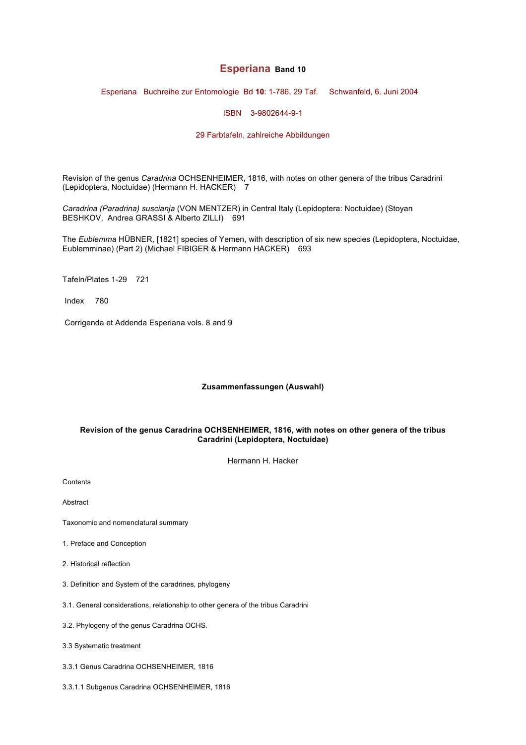# **Esperiana** Band 10

Esperiana Buchreihe zur Entomologie Bd **10**: 1-786, 29 Taf. Schwanfeld, 6. Juni 2004

ISBN 3-9802644-9-1

29 Farbtafeln, zahlreiche Abbildungen

Revision of the genus *Caradrina* OCHSENHEIMER, 1816, with notes on other genera of the tribus Caradrini (Lepidoptera, Noctuidae) (Hermann H. HACKER) 7

*Caradrina (Paradrina) suscianja* (VON MENTZER) in Central Italy (Lepidoptera: Noctuidae) (Stoyan BESHKOV, Andrea GRASSI & Alberto ZILLI) 691

The *Eublemma* HÜBNER, [1821] species of Yemen, with description of six new species (Lepidoptera, Noctuidae, Eublemminae) (Part 2) (Michael FIBIGER & Hermann HACKER) 693

Tafeln/Plates 1-29 721

Index 780

Corrigenda et Addenda Esperiana vols. 8 and 9

## Zusammenfassungen (Auswahl)

### Revision of the genus Caradrina OCHSENHEIMER, 1816, with notes on other genera of the tribus Caradrini (Lepidoptera, Noctuidae)

Hermann H. Hacker

Contents

Abstract

Taxonomic and nomenclatural summary

1. Preface and Conception

2. Historical reflection

3. Definition and System of the caradrines, phylogeny

3.1. General considerations, relationship to other genera of the tribus Caradrini

3.2. Phylogeny of the genus Caradrina OCHS.

3.3 Systematic treatment

3.3.1 Genus Caradrina OCHSENHEIMER, 1816

3.3.1.1 Subgenus Caradrina OCHSENHEIMER, 1816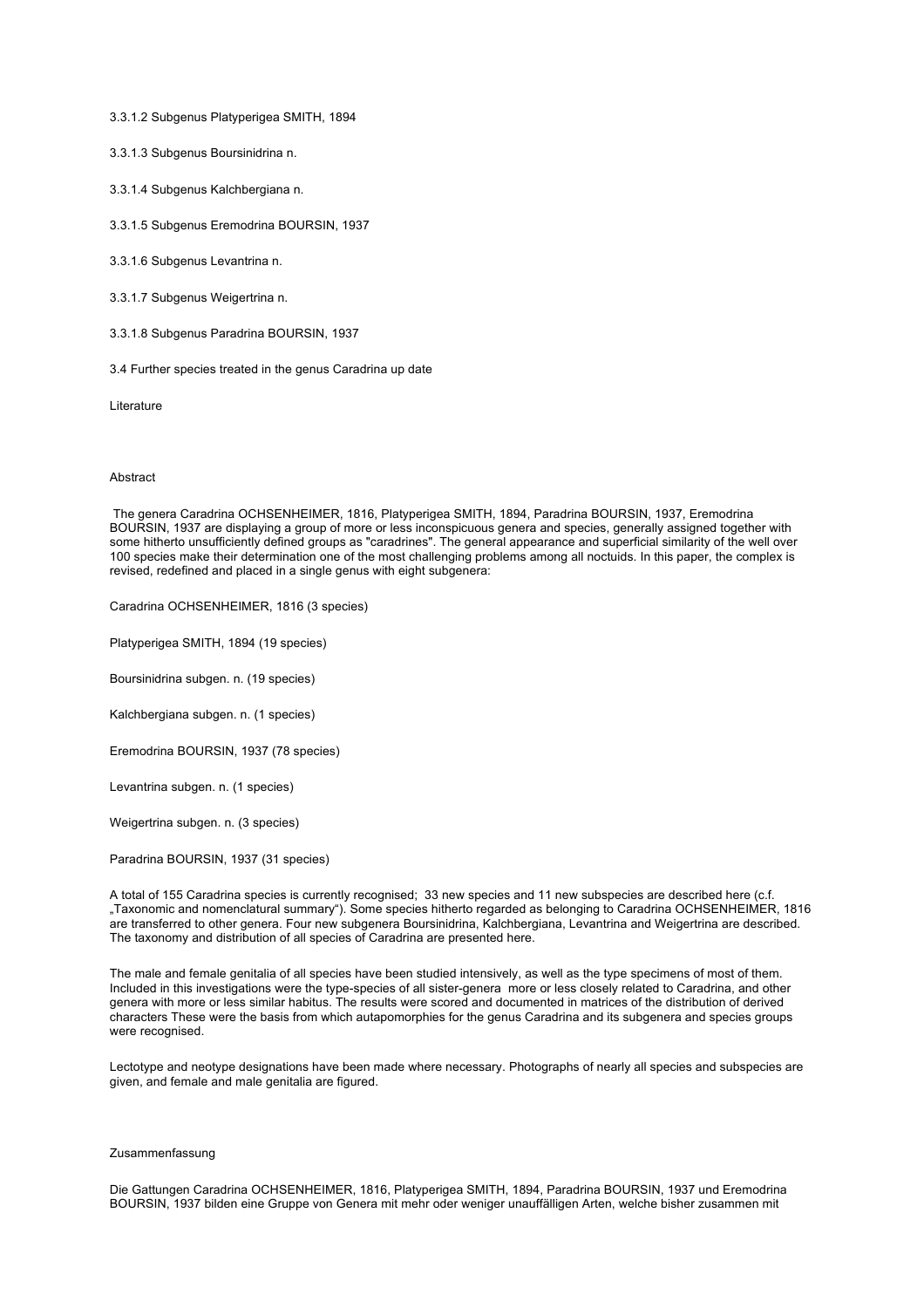3.3.1.2 Subgenus Platyperigea SMITH, 1894

3.3.1.3 Subgenus Boursinidrina n.

3.3.1.4 Subgenus Kalchbergiana n.

3.3.1.5 Subgenus Eremodrina BOURSIN, 1937

3.3.1.6 Subgenus Levantrina n.

3.3.1.7 Subgenus Weigertrina n.

3.3.1.8 Subgenus Paradrina BOURSIN, 1937

3.4 Further species treated in the genus Caradrina up date

Literature

## Abstract

The genera Caradrina OCHSENHEIMER, 1816, Platyperigea SMITH, 1894, Paradrina BOURSIN, 1937, Eremodrina BOURSIN, 1937 are displaying a group of more or less inconspicuous genera and species, generally assigned together with some hitherto unsufficiently defined groups as "caradrines". The general appearance and superficial similarity of the well over 100 species make their determination one of the most challenging problems among all noctuids. In this paper, the complex is revised, redefined and placed in a single genus with eight subgenera:

Caradrina OCHSENHEIMER, 1816 (3 species)

Platyperigea SMITH, 1894 (19 species)

Boursinidrina subgen. n. (19 species)

Kalchbergiana subgen. n. (1 species)

Eremodrina BOURSIN, 1937 (78 species)

Levantrina subgen. n. (1 species)

Weigertrina subgen. n. (3 species)

Paradrina BOURSIN, 1937 (31 species)

A total of 155 Caradrina species is currently recognised; 33 new species and 11 new subspecies are described here (c.f. „Taxonomic and nomenclatural summary"). Some species hitherto regarded as belonging to Caradrina OCHSENHEIMER, 1816 are transferred to other genera. Four new subgenera Boursinidrina, Kalchbergiana, Levantrina and Weigertrina are described. The taxonomy and distribution of all species of Caradrina are presented here.

The male and female genitalia of all species have been studied intensively, as well as the type specimens of most of them. Included in this investigations were the type-species of all sister-genera more or less closely related to Caradrina, and other genera with more or less similar habitus. The results were scored and documented in matrices of the distribution of derived characters These were the basis from which autapomorphies for the genus Caradrina and its subgenera and species groups were recognised.

Lectotype and neotype designations have been made where necessary. Photographs of nearly all species and subspecies are given, and female and male genitalia are figured.

## Zusammenfassung

Die Gattungen Caradrina OCHSENHEIMER, 1816, Platyperigea SMITH, 1894, Paradrina BOURSIN, 1937 und Eremodrina BOURSIN, 1937 bilden eine Gruppe von Genera mit mehr oder weniger unauffälligen Arten, welche bisher zusammen mit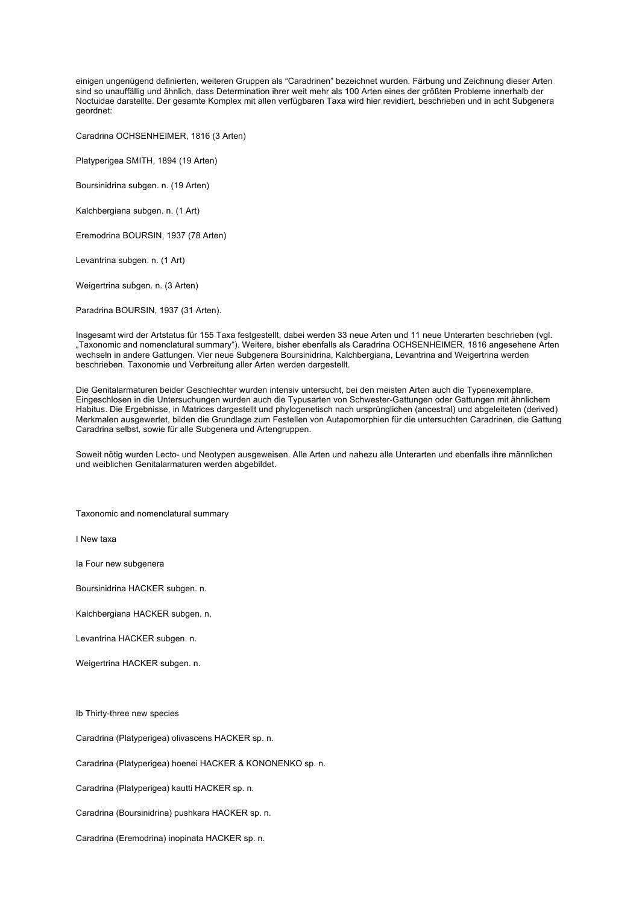einigen ungenügend definierten, weiteren Gruppen als "Caradrinen" bezeichnet wurden. Färbung und Zeichnung dieser Arten sind so unauffällig und ähnlich, dass Determination ihrer weit mehr als 100 Arten eines der größten Probleme innerhalb der Noctuidae darstellte. Der gesamte Komplex mit allen verfügbaren Taxa wird hier revidiert, beschrieben und in acht Subgenera geordnet:

Caradrina OCHSENHEIMER, 1816 (3 Arten)

Platyperigea SMITH, 1894 (19 Arten)

Boursinidrina subgen. n. (19 Arten)

Kalchbergiana subgen. n. (1 Art)

Eremodrina BOURSIN, 1937 (78 Arten)

Levantrina subgen. n. (1 Art)

Weigertrina subgen. n. (3 Arten)

Paradrina BOURSIN, 1937 (31 Arten).

Insgesamt wird der Artstatus für 155 Taxa festgestellt, dabei werden 33 neue Arten und 11 neue Unterarten beschrieben (vgl. „Taxonomic and nomenclatural summary"). Weitere, bisher ebenfalls als Caradrina OCHSENHEIMER, 1816 angesehene Arten wechseln in andere Gattungen. Vier neue Subgenera Boursinidrina, Kalchbergiana, Levantrina and Weigertrina werden beschrieben. Taxonomie und Verbreitung aller Arten werden dargestellt.

Die Genitalarmaturen beider Geschlechter wurden intensiv untersucht, bei den meisten Arten auch die Typenexemplare. Eingeschlossen in die Untersuchungen wurden auch die Typusarten von Schwester-Gattungen oder Gattungen mit ähnlichem Habitus. Die Ergebnisse, in Matrices dargestellt und phylogenetisch nach ursprünglichen (ancestral) und abgeleiteten (derived) Merkmalen ausgewertet, bilden die Grundlage zum Festellen von Autapomorphien für die untersuchten Caradrinen, die Gattung Caradrina selbst, sowie für alle Subgenera und Artengruppen.

Soweit nötig wurden Lecto- und Neotypen ausgeweisen. Alle Arten und nahezu alle Unterarten und ebenfalls ihre männlichen und weiblichen Genitalarmaturen werden abgebildet.

## Taxonomic and nomenclatural summary

### I New taxa

#### Ia Four new subgenera

Boursinidrina HACKER subgen. n.

Kalchbergiana HACKER subgen. n.

Levantrina HACKER subgen. n.

Weigertrina HACKER subgen. n.

#### Ib Thirty-three new species

Caradrina (Platyperigea) olivascens HACKER sp. n.

Caradrina (Platyperigea) hoenei HACKER & KONONENKO sp. n.

Caradrina (Platyperigea) kautti HACKER sp. n.

Caradrina (Boursinidrina) pushkara HACKER sp. n.

Caradrina (Eremodrina) inopinata HACKER sp. n.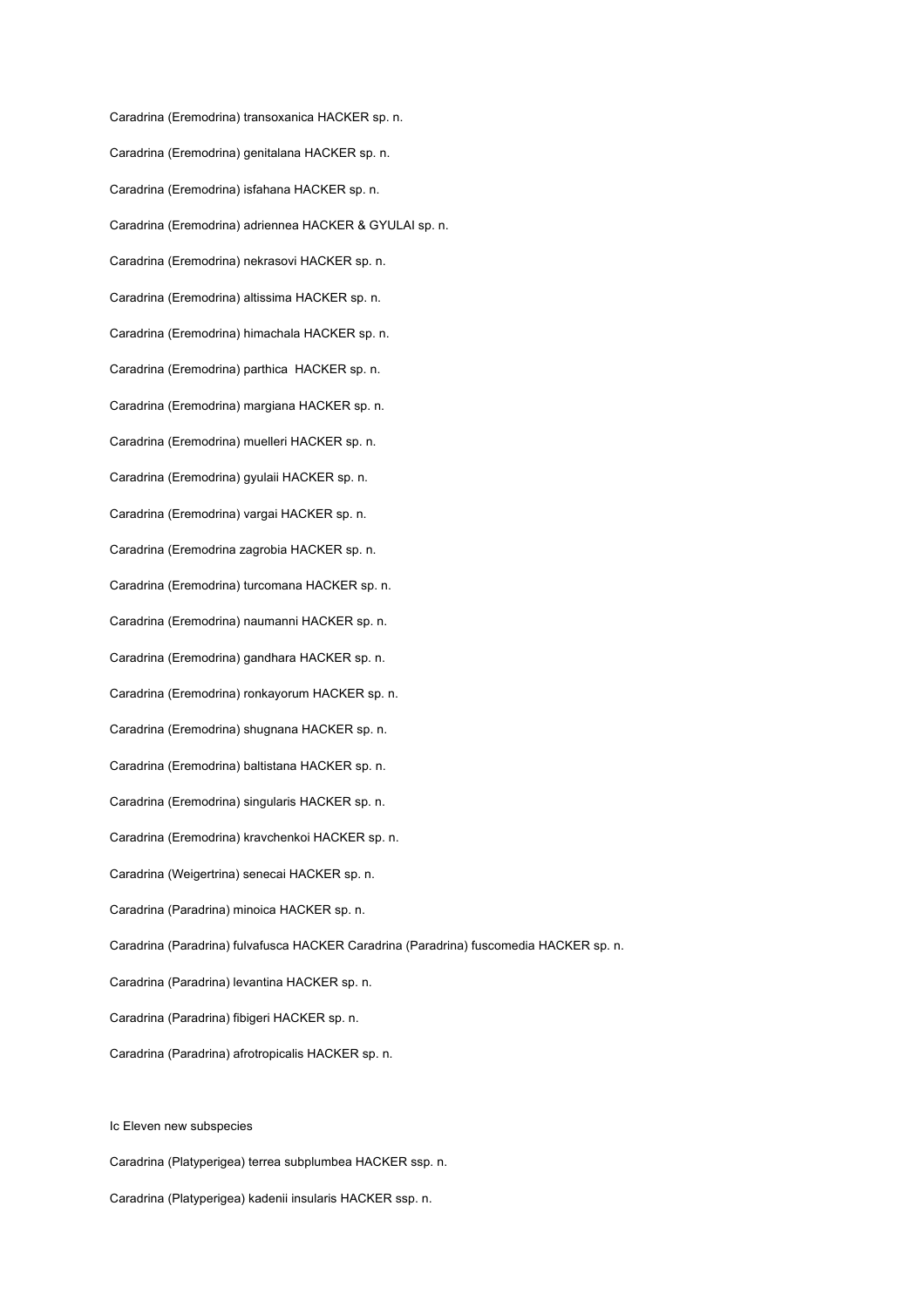Caradrina (Eremodrina) transoxanica HACKER sp. n.

Caradrina (Eremodrina) genitalana HACKER sp. n.

Caradrina (Eremodrina) isfahana HACKER sp. n.

Caradrina (Eremodrina) adriennea HACKER & GYULAI sp. n.

Caradrina (Eremodrina) nekrasovi HACKER sp. n.

Caradrina (Eremodrina) altissima HACKER sp. n.

Caradrina (Eremodrina) himachala HACKER sp. n.

Caradrina (Eremodrina) parthica  HACKER sp. n.

Caradrina (Eremodrina) margiana HACKER sp. n.

Caradrina (Eremodrina) muelleri HACKER sp. n.

Caradrina (Eremodrina) gyulaii HACKER sp. n.

Caradrina (Eremodrina) vargai HACKER sp. n.

Caradrina (Eremodrina zagrobia HACKER sp. n.

Caradrina (Eremodrina) turcomana HACKER sp. n.

Caradrina (Eremodrina) naumanni HACKER sp. n.

Caradrina (Eremodrina) gandhara HACKER sp. n.

Caradrina (Eremodrina) ronkayorum HACKER sp. n.

Caradrina (Eremodrina) shugnana HACKER sp. n.

Caradrina (Eremodrina) baltistana HACKER sp. n.

Caradrina (Eremodrina) singularis HACKER sp. n.

Caradrina (Eremodrina) kravchenkoi HACKER sp. n.

Caradrina (Weigertrina) senecai HACKER sp. n.

Caradrina (Paradrina) minoica HACKER sp. n.

Caradrina (Paradrina) fulvafusca HACKER Caradrina (Paradrina) fuscomedia HACKER sp. n.

Caradrina (Paradrina) levantina HACKER sp. n.

Caradrina (Paradrina) fibigeri HACKER sp. n.

Caradrina (Paradrina) afrotropicalis HACKER sp. n.

Ic Eleven new subspecies

Caradrina (Platyperigea) terrea subplumbea HACKER ssp. n.

Caradrina (Platyperigea) kadenii insularis HACKER ssp. n.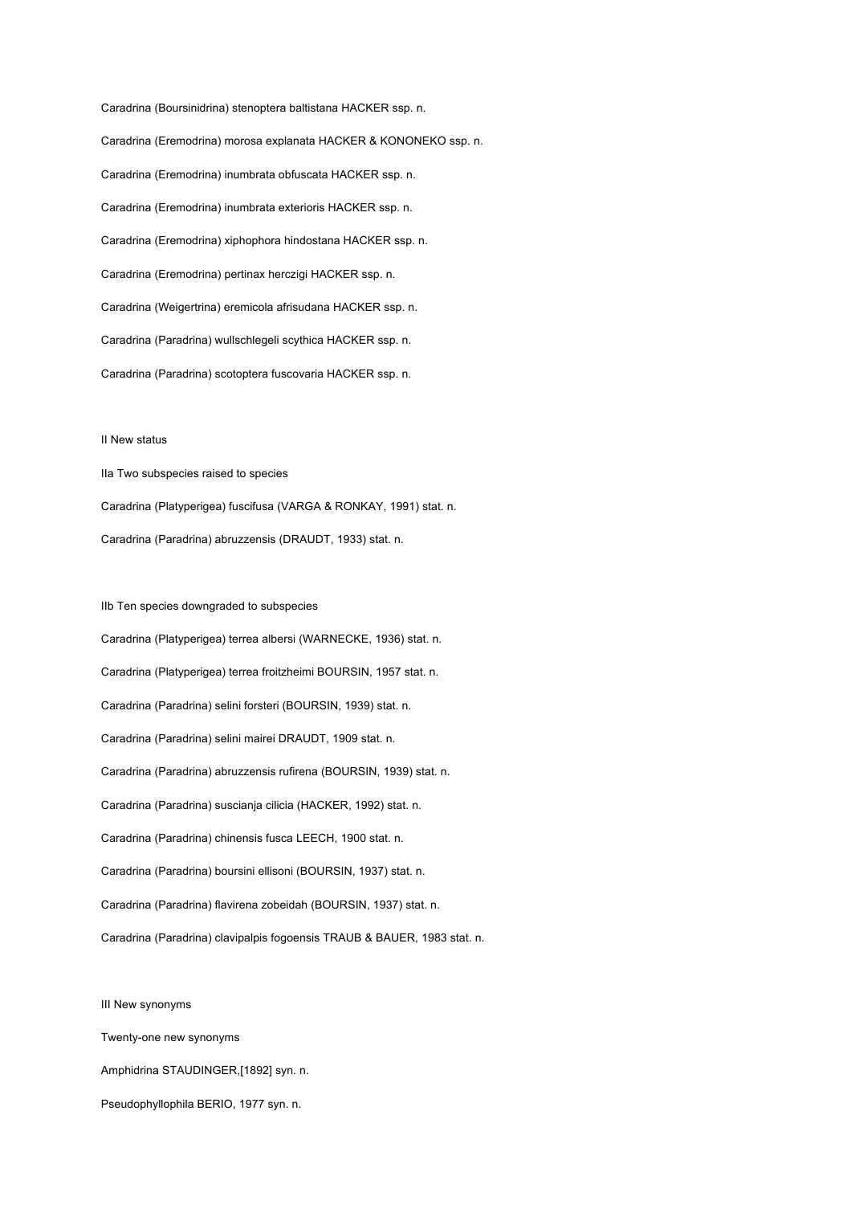Caradrina (Boursinidrina) stenoptera baltistana HACKER ssp. n.

Caradrina (Eremodrina) morosa explanata HACKER & KONONEKO ssp. n.

Caradrina (Eremodrina) inumbrata obfuscata HACKER ssp. n.

Caradrina (Eremodrina) inumbrata exterioris HACKER ssp. n.

Caradrina (Eremodrina) xiphophora hindostana HACKER ssp. n.

Caradrina (Eremodrina) pertinax herczigi HACKER ssp. n.

Caradrina (Weigertrina) eremicola afrisudana HACKER ssp. n.

Caradrina (Paradrina) wullschlegeli scythica HACKER ssp. n.

Caradrina (Paradrina) scotoptera fuscovaria HACKER ssp. n.

## II New status

### IIa Two subspecies raised to species

Caradrina (Platyperigea) fuscifusa (VARGA & RONKAY, 1991) stat. n.

Caradrina (Paradrina) abruzzensis (DRAUDT, 1933) stat. n.

### IIb Ten species downgraded to subspecies

Caradrina (Platyperigea) terrea albersi (WARNECKE, 1936) stat. n.

Caradrina (Platyperigea) terrea froitzheimi BOURSIN, 1957 stat. n.

Caradrina (Paradrina) selini forsteri (BOURSIN, 1939) stat. n.

Caradrina (Paradrina) selini mairei DRAUDT, 1909 stat. n.

Caradrina (Paradrina) abruzzensis rufirena (BOURSIN, 1939) stat. n.

Caradrina (Paradrina) suscianja cilicia (HACKER, 1992) stat. n.

Caradrina (Paradrina) chinensis fusca LEECH, 1900 stat. n.

Caradrina (Paradrina) boursini ellisoni (BOURSIN, 1937) stat. n.

Caradrina (Paradrina) flavirena zobeidah (BOURSIN, 1937) stat. n.

Caradrina (Paradrina) clavipalpis fogoensis TRAUB & BAUER, 1983 stat. n.

## III New synonyms

Twenty-one new synonyms

Amphidrina STAUDINGER,[1892] syn. n.

Pseudophyllophila BERIO, 1977 syn. n.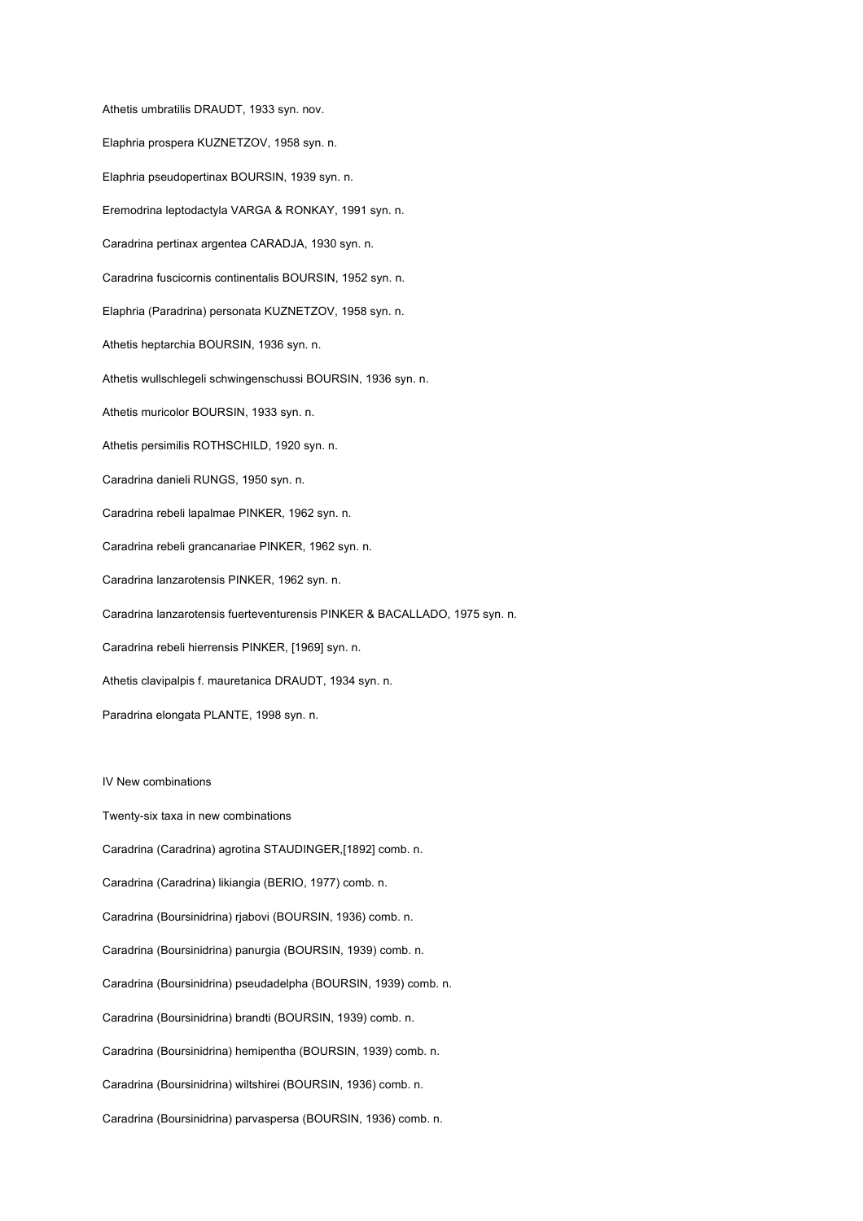Athetis umbratilis DRAUDT, 1933 syn. nov.

Elaphria prospera KUZNETZOV, 1958 syn. n.

Elaphria pseudopertinax BOURSIN, 1939 syn. n.

Eremodrina leptodactyla VARGA & RONKAY, 1991 syn. n.

Caradrina pertinax argentea CARADJA, 1930 syn. n.

Caradrina fuscicornis continentalis BOURSIN, 1952 syn. n.

Elaphria (Paradrina) personata KUZNETZOV, 1958 syn. n.

Athetis heptarchia BOURSIN, 1936 syn. n.

Athetis wullschlegeli schwingenschussi BOURSIN, 1936 syn. n.

Athetis muricolor BOURSIN, 1933 syn. n.

Athetis persimilis ROTHSCHILD, 1920 syn. n.

Caradrina danieli RUNGS, 1950 syn. n.

Caradrina rebeli lapalmae PINKER, 1962 syn. n.

Caradrina rebeli grancanariae PINKER, 1962 syn. n.

Caradrina lanzarotensis PINKER, 1962 syn. n.

Caradrina lanzarotensis fuerteventurensis PINKER & BACALLADO, 1975 syn. n.

Caradrina rebeli hierrensis PINKER, [1969] syn. n.

Athetis clavipalpis f. mauretanica DRAUDT, 1934 syn. n.

Paradrina elongata PLANTE, 1998 syn. n.

IV New combinations

Twenty-six taxa in new combinations

Caradrina (Caradrina) agrotina STAUDINGER,[1892] comb. n.

Caradrina (Caradrina) likiangia (BERIO, 1977) comb. n.

Caradrina (Boursinidrina) rjabovi (BOURSIN, 1936) comb. n.

Caradrina (Boursinidrina) panurgia (BOURSIN, 1939) comb. n.

Caradrina (Boursinidrina) pseudadelpha (BOURSIN, 1939) comb. n.

Caradrina (Boursinidrina) brandti (BOURSIN, 1939) comb. n.

Caradrina (Boursinidrina) hemipentha (BOURSIN, 1939) comb. n.

Caradrina (Boursinidrina) wiltshirei (BOURSIN, 1936) comb. n.

Caradrina (Boursinidrina) parvaspersa (BOURSIN, 1936) comb. n.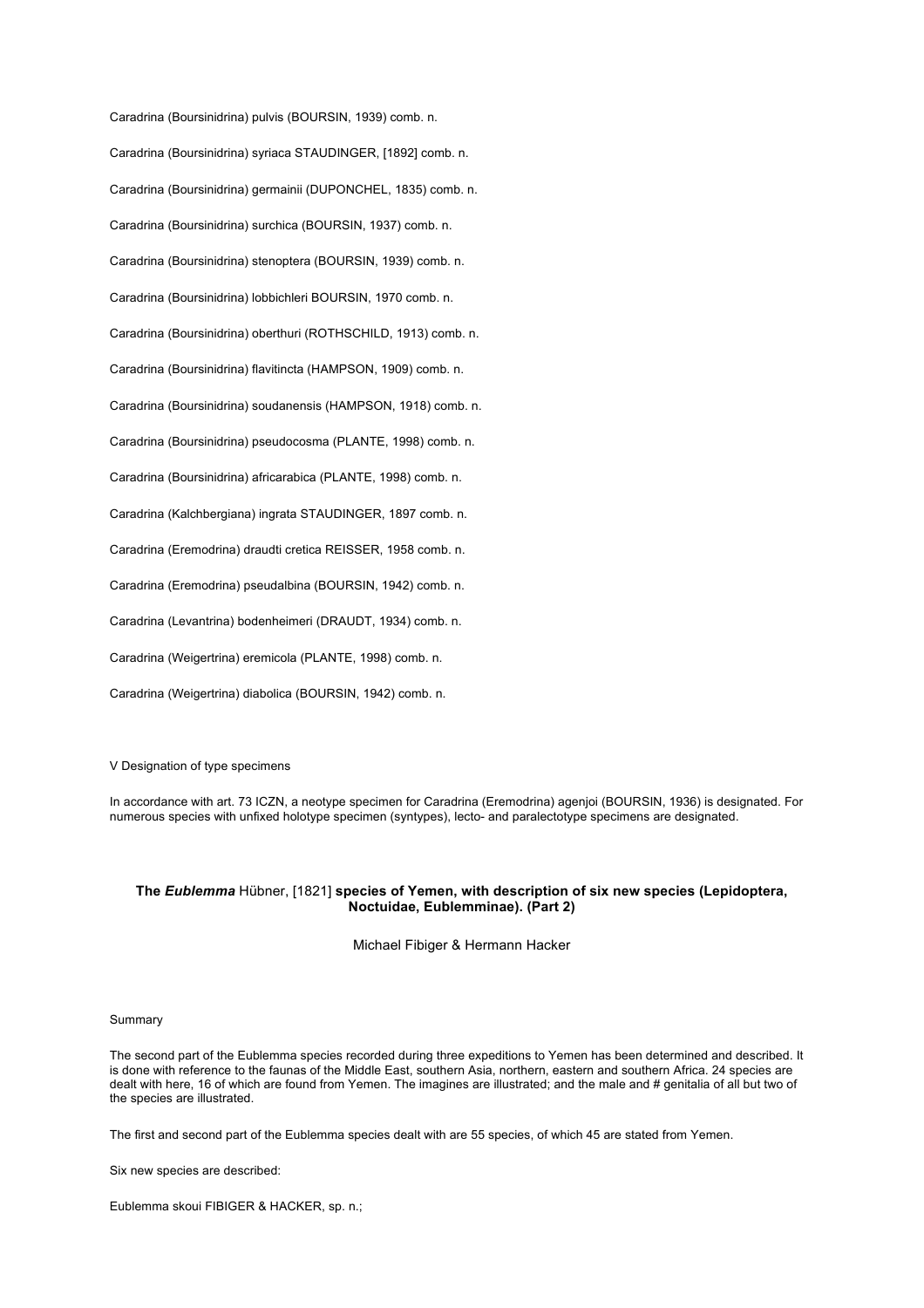Caradrina (Boursinidrina) pulvis (BOURSIN, 1939) comb. n.

Caradrina (Boursinidrina) syriaca STAUDINGER, [1892] comb. n.

Caradrina (Boursinidrina) germainii (DUPONCHEL, 1835) comb. n.

Caradrina (Boursinidrina) surchica (BOURSIN, 1937) comb. n.

Caradrina (Boursinidrina) stenoptera (BOURSIN, 1939) comb. n.

Caradrina (Boursinidrina) lobbichleri BOURSIN, 1970 comb. n.

Caradrina (Boursinidrina) oberthuri (ROTHSCHILD, 1913) comb. n.

Caradrina (Boursinidrina) flavitincta (HAMPSON, 1909) comb. n.

Caradrina (Boursinidrina) soudanensis (HAMPSON, 1918) comb. n.

Caradrina (Boursinidrina) pseudocosma (PLANTE, 1998) comb. n.

Caradrina (Boursinidrina) africarabica (PLANTE, 1998) comb. n.

Caradrina (Kalchbergiana) ingrata STAUDINGER, 1897 comb. n.

Caradrina (Eremodrina) draudti cretica REISSER, 1958 comb. n.

Caradrina (Eremodrina) pseudalbina (BOURSIN, 1942) comb. n.

Caradrina (Levantrina) bodenheimeri (DRAUDT, 1934) comb. n.

Caradrina (Weigertrina) eremicola (PLANTE, 1998) comb. n.

Caradrina (Weigertrina) diabolica (BOURSIN, 1942) comb. n.

V Designation of type specimens

In accordance with art. 73 ICZN, a neotype specimen for Caradrina (Eremodrina) agenjoi (BOURSIN, 1936) is designated. For numerous species with unfixed holotype specimen (syntypes), lecto- and paralectotype specimens are designated.

## The *Eublemma* Hübner, [1821] species of Yemen, with description of six new species (Lepidoptera, Noctuidae, Eublemminae). (Part 2)

Michael Fibiger & Hermann Hacker

Summary

The second part of the Eublemma species recorded during three expeditions to Yemen has been determined and described. It is done with reference to the faunas of the Middle East, southern Asia, northern, eastern and southern Africa. 24 species are dealt with here, 16 of which are found from Yemen. The imagines are illustrated; and the male and # genitalia of all but two of the species are illustrated.

The first and second part of the Eublemma species dealt with are 55 species, of which 45 are stated from Yemen.

Six new species are described:

Eublemma skoui FIBIGER & HACKER, sp. n.;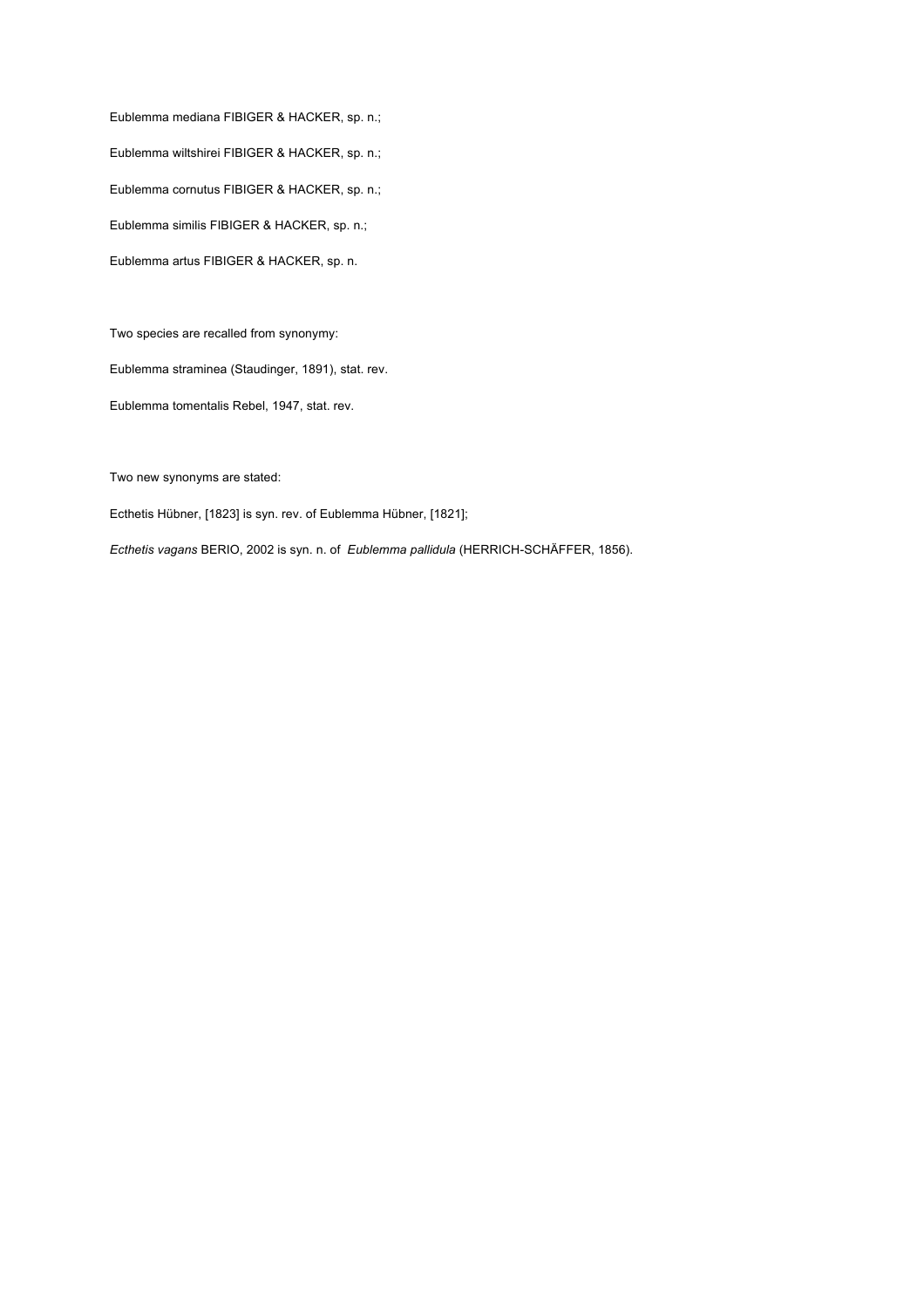Eublemma mediana FIBIGER & HACKER, sp. n.;

Eublemma wiltshirei FIBIGER & HACKER, sp. n.;

Eublemma cornutus FIBIGER & HACKER, sp. n.;

Eublemma similis FIBIGER & HACKER, sp. n.;

Eublemma artus FIBIGER & HACKER, sp. n.

Two species are recalled from synonymy:

Eublemma straminea (Staudinger, 1891), stat. rev.

Eublemma tomentalis Rebel, 1947, stat. rev.

Two new synonyms are stated:

Ecthetis Hübner, [1823] is syn. rev. of Eublemma Hübner, [1821];

*Ecthetis vagans* BERIO, 2002 is syn. n. of *Eublemma pallidula* (HERRICH-SCHÄFFER, 1856).